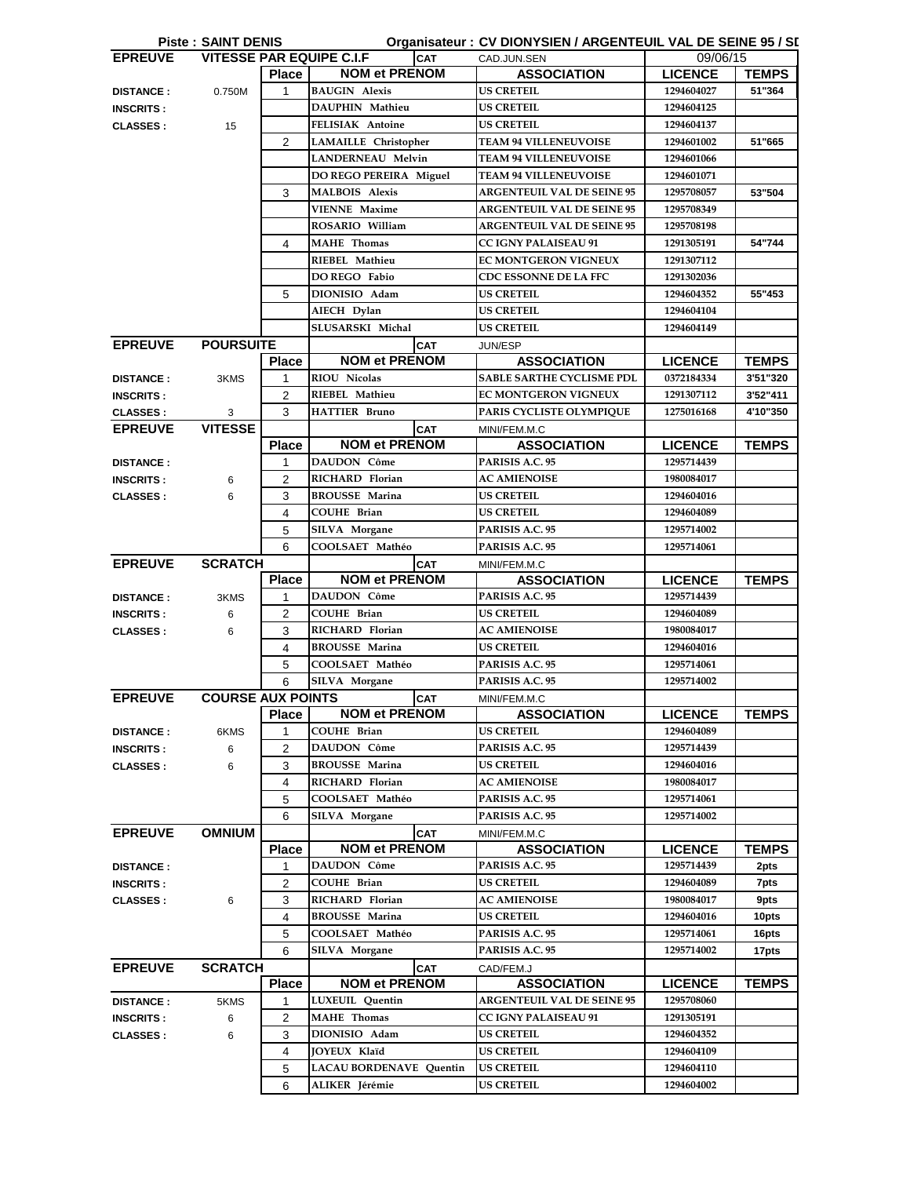**Piste : SAINT DENIS** **Organisateur : CV DIONYSIEN / ARGENTEUIL VAL DE SEINE 95 / SD**

| EPREUVE | VITESSE PAR EQUIPE C.I.F | | | CAT CAD.JUN.SEN | 09/06/15 | |
|---|---|---|---|---|---|---|
| | | Place | NOM et PRENOM | ASSOCIATION | LICENCE | TEMPS |
| DISTANCE : | 0.750M | 1 | BAUGIN Alexis | US CRETEIL | 1294604027 | 51"364 |
| INSCRITS : | | | DAUPHIN Mathieu | US CRETEIL | 1294604125 | |
| CLASSES : | 15 | | FELISIAK Antoine | US CRETEIL | 1294604137 | |
| | | 2 | LAMAILLE Christopher | TEAM 94 VILLENEUVOISE | 1294601002 | 51"665 |
| | | | LANDERNEAU Melvin | TEAM 94 VILLENEUVOISE | 1294601066 | |
| | | | DO REGO PEREIRA Miguel | TEAM 94 VILLENEUVOISE | 1294601071 | |
| | | 3 | MALBOIS Alexis | ARGENTEUIL VAL DE SEINE 95 | 1295708057 | 53"504 |
| | | | VIENNE Maxime | ARGENTEUIL VAL DE SEINE 95 | 1295708349 | |
| | | | ROSARIO William | ARGENTEUIL VAL DE SEINE 95 | 1295708198 | |
| | | 4 | MAHE Thomas | CC IGNY PALAISEAU 91 | 1291305191 | 54"744 |
| | | | RIEBEL Mathieu | EC MONTGERON VIGNEUX | 1291307112 | |
| | | | DO REGO Fabio | CDC ESSONNE DE LA FFC | 1291302036 | |
| | | 5 | DIONISIO Adam | US CRETEIL | 1294604352 | 55"453 |
| | | | AIECH Dylan | US CRETEIL | 1294604104 | |
| | | | SLUSARSKI Michal | US CRETEIL | 1294604149 | |

| EPREUVE | POURSUITE | | | CAT JUN/ESP | | |
|---|---|---|---|---|---|---|
| | | Place | NOM et PRENOM | ASSOCIATION | LICENCE | TEMPS |
| DISTANCE : | 3KMS | 1 | RIOU Nicolas | SABLE SARTHE CYCLISME PDL | 0372184334 | 3'51"320 |
| INSCRITS : | | 2 | RIEBEL Mathieu | EC MONTGERON VIGNEUX | 1291307112 | 3'52"411 |
| CLASSES : | 3 | 3 | HATTIER Bruno | PARIS CYCLISTE OLYMPIQUE | 1275016168 | 4'10"350 |

| EPREUVE | VITESSE | | | CAT MINI/FEM.M.C | | |
|---|---|---|---|---|---|---|
| | | Place | NOM et PRENOM | ASSOCIATION | LICENCE | TEMPS |
| DISTANCE : | | 1 | DAUDON Côme | PARISIS A.C. 95 | 1295714439 | |
| INSCRITS : | 6 | 2 | RICHARD Florian | AC AMIENOISE | 1980084017 | |
| CLASSES : | 6 | 3 | BROUSSE Marina | US CRETEIL | 1294604016 | |
| | | 4 | COUHE Brian | US CRETEIL | 1294604089 | |
| | | 5 | SILVA Morgane | PARISIS A.C. 95 | 1295714002 | |
| | | 6 | COOLSAET Mathéo | PARISIS A.C. 95 | 1295714061 | |

| EPREUVE | SCRATCH | | | CAT MINI/FEM.M.C | | |
|---|---|---|---|---|---|---|
| | | Place | NOM et PRENOM | ASSOCIATION | LICENCE | TEMPS |
| DISTANCE : | 3KMS | 1 | DAUDON Côme | PARISIS A.C. 95 | 1295714439 | |
| INSCRITS : | 6 | 2 | COUHE Brian | US CRETEIL | 1294604089 | |
| CLASSES : | 6 | 3 | RICHARD Florian | AC AMIENOISE | 1980084017 | |
| | | 4 | BROUSSE Marina | US CRETEIL | 1294604016 | |
| | | 5 | COOLSAET Mathéo | PARISIS A.C. 95 | 1295714061 | |
| | | 6 | SILVA Morgane | PARISIS A.C. 95 | 1295714002 | |

| EPREUVE | COURSE AUX POINTS | | | CAT MINI/FEM.M.C | | |
|---|---|---|---|---|---|---|
| | | Place | NOM et PRENOM | ASSOCIATION | LICENCE | TEMPS |
| DISTANCE : | 6KMS | 1 | COUHE Brian | US CRETEIL | 1294604089 | |
| INSCRITS : | 6 | 2 | DAUDON Côme | PARISIS A.C. 95 | 1295714439 | |
| CLASSES : | 6 | 3 | BROUSSE Marina | US CRETEIL | 1294604016 | |
| | | 4 | RICHARD Florian | AC AMIENOISE | 1980084017 | |
| | | 5 | COOLSAET Mathéo | PARISIS A.C. 95 | 1295714061 | |
| | | 6 | SILVA Morgane | PARISIS A.C. 95 | 1295714002 | |

| EPREUVE | OMNIUM | | | CAT MINI/FEM.M.C | | |
|---|---|---|---|---|---|---|
| | | Place | NOM et PRENOM | ASSOCIATION | LICENCE | TEMPS |
| DISTANCE : | | 1 | DAUDON Côme | PARISIS A.C. 95 | 1295714439 | 2pts |
| INSCRITS : | | 2 | COUHE Brian | US CRETEIL | 1294604089 | 7pts |
| CLASSES : | 6 | 3 | RICHARD Florian | AC AMIENOISE | 1980084017 | 9pts |
| | | 4 | BROUSSE Marina | US CRETEIL | 1294604016 | 10pts |
| | | 5 | COOLSAET Mathéo | PARISIS A.C. 95 | 1295714061 | 16pts |
| | | 6 | SILVA Morgane | PARISIS A.C. 95 | 1295714002 | 17pts |

| EPREUVE | SCRATCH | | | CAT CAD/FEM.J | | |
|---|---|---|---|---|---|---|
| | | Place | NOM et PRENOM | ASSOCIATION | LICENCE | TEMPS |
| DISTANCE : | 5KMS | 1 | LUXEUIL Quentin | ARGENTEUIL VAL DE SEINE 95 | 1295708060 | |
| INSCRITS : | 6 | 2 | MAHE Thomas | CC IGNY PALAISEAU 91 | 1291305191 | |
| CLASSES : | 6 | 3 | DIONISIO Adam | US CRETEIL | 1294604352 | |
| | | 4 | JOYEUX Klaïd | US CRETEIL | 1294604109 | |
| | | 5 | LACAU BORDENAVE Quentin | US CRETEIL | 1294604110 | |
| | | 6 | ALIKER Jérémie | US CRETEIL | 1294604002 | |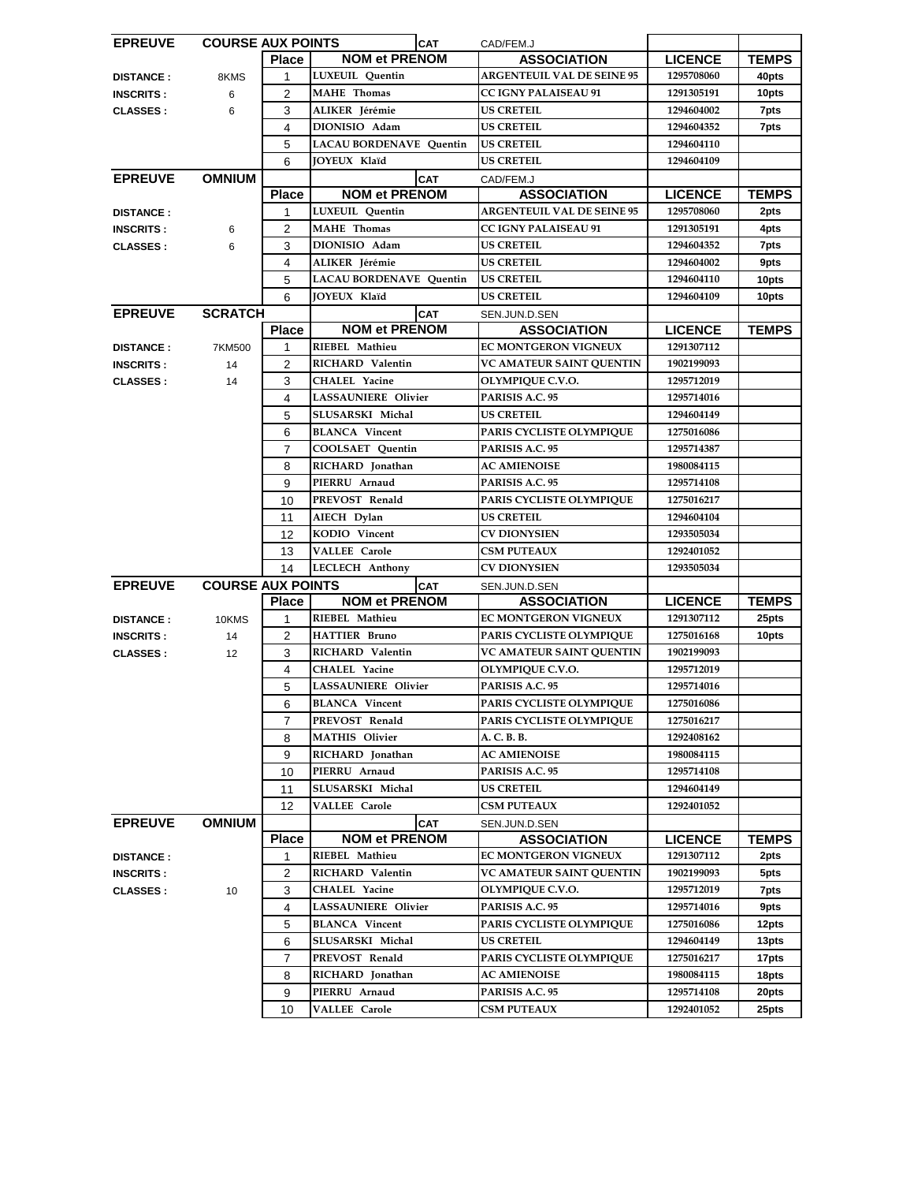| EPREUVE | COURSE AUX POINTS | CAT | CAD/FEM.J | | | |
|---|---|---|---|---|---|---|
| | | Place | NOM et PRENOM | ASSOCIATION | LICENCE | TEMPS |
| DISTANCE : | 8KMS | 1 | LUXEUIL Quentin | ARGENTEUIL VAL DE SEINE 95 | 1295708060 | 40pts |
| INSCRITS : | 6 | 2 | MAHE Thomas | CC IGNY PALAISEAU 91 | 1291305191 | 10pts |
| CLASSES : | 6 | 3 | ALIKER Jérémie | US CRETEIL | 1294604002 | 7pts |
| | | 4 | DIONISIO Adam | US CRETEIL | 1294604352 | 7pts |
| | | 5 | LACAU BORDENAVE Quentin | US CRETEIL | 1294604110 | |
| | | 6 | JOYEUX Klaïd | US CRETEIL | 1294604109 | |

| EPREUVE | OMNIUM | CAT | CAD/FEM.J | | | |
|---|---|---|---|---|---|---|
| | | Place | NOM et PRENOM | ASSOCIATION | LICENCE | TEMPS |
| DISTANCE : | | 1 | LUXEUIL Quentin | ARGENTEUIL VAL DE SEINE 95 | 1295708060 | 2pts |
| INSCRITS : | 6 | 2 | MAHE Thomas | CC IGNY PALAISEAU 91 | 1291305191 | 4pts |
| CLASSES : | 6 | 3 | DIONISIO Adam | US CRETEIL | 1294604352 | 7pts |
| | | 4 | ALIKER Jérémie | US CRETEIL | 1294604002 | 9pts |
| | | 5 | LACAU BORDENAVE Quentin | US CRETEIL | 1294604110 | 10pts |
| | | 6 | JOYEUX Klaïd | US CRETEIL | 1294604109 | 10pts |

| EPREUVE | SCRATCH | CAT | SEN.JUN.D.SEN | | | |
|---|---|---|---|---|---|---|
| | | Place | NOM et PRENOM | ASSOCIATION | LICENCE | TEMPS |
| DISTANCE : | 7KM500 | 1 | RIEBEL Mathieu | EC MONTGERON VIGNEUX | 1291307112 | |
| INSCRITS : | 14 | 2 | RICHARD Valentin | VC AMATEUR SAINT QUENTIN | 1902199093 | |
| CLASSES : | 14 | 3 | CHALEL Yacine | OLYMPIQUE C.V.O. | 1295712019 | |
| | | 4 | LASSAUNIERE Olivier | PARISIS A.C. 95 | 1295714016 | |
| | | 5 | SLUSARSKI Michal | US CRETEIL | 1294604149 | |
| | | 6 | BLANCA Vincent | PARIS CYCLISTE OLYMPIQUE | 1275016086 | |
| | | 7 | COOLSAET Quentin | PARISIS A.C. 95 | 1295714387 | |
| | | 8 | RICHARD Jonathan | AC AMIENOISE | 1980084115 | |
| | | 9 | PIERRU Arnaud | PARISIS A.C. 95 | 1295714108 | |
| | | 10 | PREVOST Renald | PARIS CYCLISTE OLYMPIQUE | 1275016217 | |
| | | 11 | AIECH Dylan | US CRETEIL | 1294604104 | |
| | | 12 | KODIO Vincent | CV DIONYSIEN | 1293505034 | |
| | | 13 | VALLEE Carole | CSM PUTEAUX | 1292401052 | |
| | | 14 | LECLECH Anthony | CV DIONYSIEN | 1293505034 | |

| EPREUVE | COURSE AUX POINTS | CAT | SEN.JUN.D.SEN | | | |
|---|---|---|---|---|---|---|
| | | Place | NOM et PRENOM | ASSOCIATION | LICENCE | TEMPS |
| DISTANCE : | 10KMS | 1 | RIEBEL Mathieu | EC MONTGERON VIGNEUX | 1291307112 | 25pts |
| INSCRITS : | 14 | 2 | HATTIER Bruno | PARIS CYCLISTE OLYMPIQUE | 1275016168 | 10pts |
| CLASSES : | 12 | 3 | RICHARD Valentin | VC AMATEUR SAINT QUENTIN | 1902199093 | |
| | | 4 | CHALEL Yacine | OLYMPIQUE C.V.O. | 1295712019 | |
| | | 5 | LASSAUNIERE Olivier | PARISIS A.C. 95 | 1295714016 | |
| | | 6 | BLANCA Vincent | PARIS CYCLISTE OLYMPIQUE | 1275016086 | |
| | | 7 | PREVOST Renald | PARIS CYCLISTE OLYMPIQUE | 1275016217 | |
| | | 8 | MATHIS Olivier | A. C. B. B. | 1292408162 | |
| | | 9 | RICHARD Jonathan | AC AMIENOISE | 1980084115 | |
| | | 10 | PIERRU Arnaud | PARISIS A.C. 95 | 1295714108 | |
| | | 11 | SLUSARSKI Michal | US CRETEIL | 1294604149 | |
| | | 12 | VALLEE Carole | CSM PUTEAUX | 1292401052 | |

| EPREUVE | OMNIUM | CAT | SEN.JUN.D.SEN | | | |
|---|---|---|---|---|---|---|
| | | Place | NOM et PRENOM | ASSOCIATION | LICENCE | TEMPS |
| DISTANCE : | | 1 | RIEBEL Mathieu | EC MONTGERON VIGNEUX | 1291307112 | 2pts |
| INSCRITS : | | 2 | RICHARD Valentin | VC AMATEUR SAINT QUENTIN | 1902199093 | 5pts |
| CLASSES : | 10 | 3 | CHALEL Yacine | OLYMPIQUE C.V.O. | 1295712019 | 7pts |
| | | 4 | LASSAUNIERE Olivier | PARISIS A.C. 95 | 1295714016 | 9pts |
| | | 5 | BLANCA Vincent | PARIS CYCLISTE OLYMPIQUE | 1275016086 | 12pts |
| | | 6 | SLUSARSKI Michal | US CRETEIL | 1294604149 | 13pts |
| | | 7 | PREVOST Renald | PARIS CYCLISTE OLYMPIQUE | 1275016217 | 17pts |
| | | 8 | RICHARD Jonathan | AC AMIENOISE | 1980084115 | 18pts |
| | | 9 | PIERRU Arnaud | PARISIS A.C. 95 | 1295714108 | 20pts |
| | | 10 | VALLEE Carole | CSM PUTEAUX | 1292401052 | 25pts |